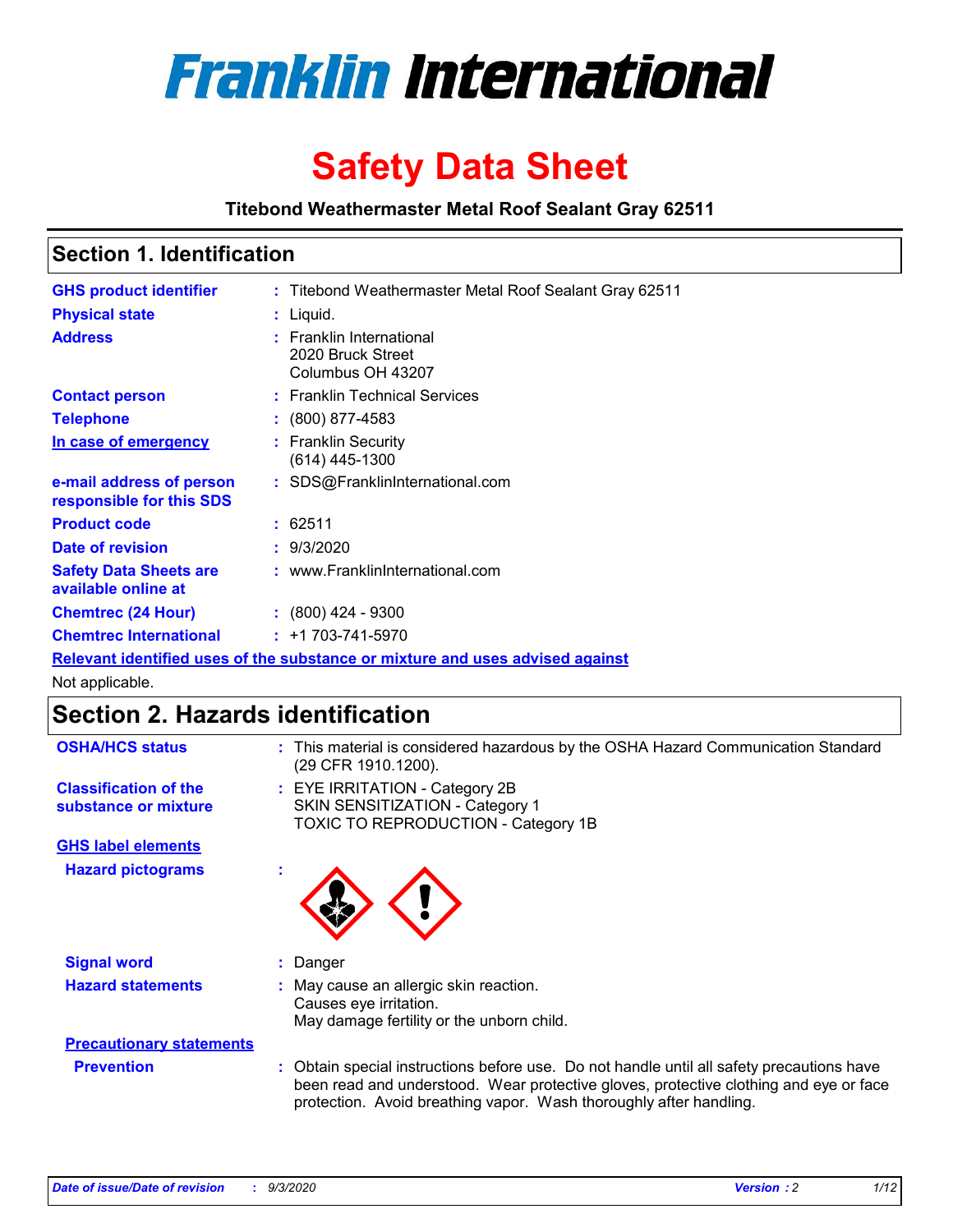# Franklin International

# Safety Data Sheet

**Titebond Weathermaster Metal Roof Sealant Gray 62511**

## Section 1. Identification

| | | |
|---|---|---|
| **GHS product identifier** | : | Titebond Weathermaster Metal Roof Sealant Gray 62511 |
| **Physical state** | : | Liquid. |
| **Address** | : | Franklin International<br>2020 Bruck Street<br>Columbus OH 43207 |
| **Contact person** | : | Franklin Technical Services |
| **Telephone** | : | (800) 877-4583 |
| **In case of emergency** | : | Franklin Security<br>(614) 445-1300 |
| **e-mail address of person responsible for this SDS** | : | SDS@FranklinInternational.com |
| **Product code** | : | 62511 |
| **Date of revision** | : | 9/3/2020 |
| **Safety Data Sheets are available online at** | : | www.FranklinInternational.com |
| **Chemtrec (24 Hour)** | : | (800) 424 - 9300 |
| **Chemtrec International** | : | +1 703-741-5970 |

**Relevant identified uses of the substance or mixture and uses advised against**

Not applicable.

## Section 2. Hazards identification

| | | |
|---|---|---|
| **OSHA/HCS status** | : | This material is considered hazardous by the OSHA Hazard Communication Standard (29 CFR 1910.1200). |
| **Classification of the substance or mixture** | : | EYE IRRITATION - Category 2B<br>SKIN SENSITIZATION - Category 1<br>TOXIC TO REPRODUCTION - Category 1B |

**GHS label elements**

| | | |
|---|---|---|
| **Hazard pictograms** | : | |
| **Signal word** | : | Danger |
| **Hazard statements** | : | May cause an allergic skin reaction.<br>Causes eye irritation.<br>May damage fertility or the unborn child. |

**Precautionary statements**

| | | |
|---|---|---|
| **Prevention** | : | Obtain special instructions before use. Do not handle until all safety precautions have been read and understood. Wear protective gloves, protective clothing and eye or face protection. Avoid breathing vapor. Wash thoroughly after handling. |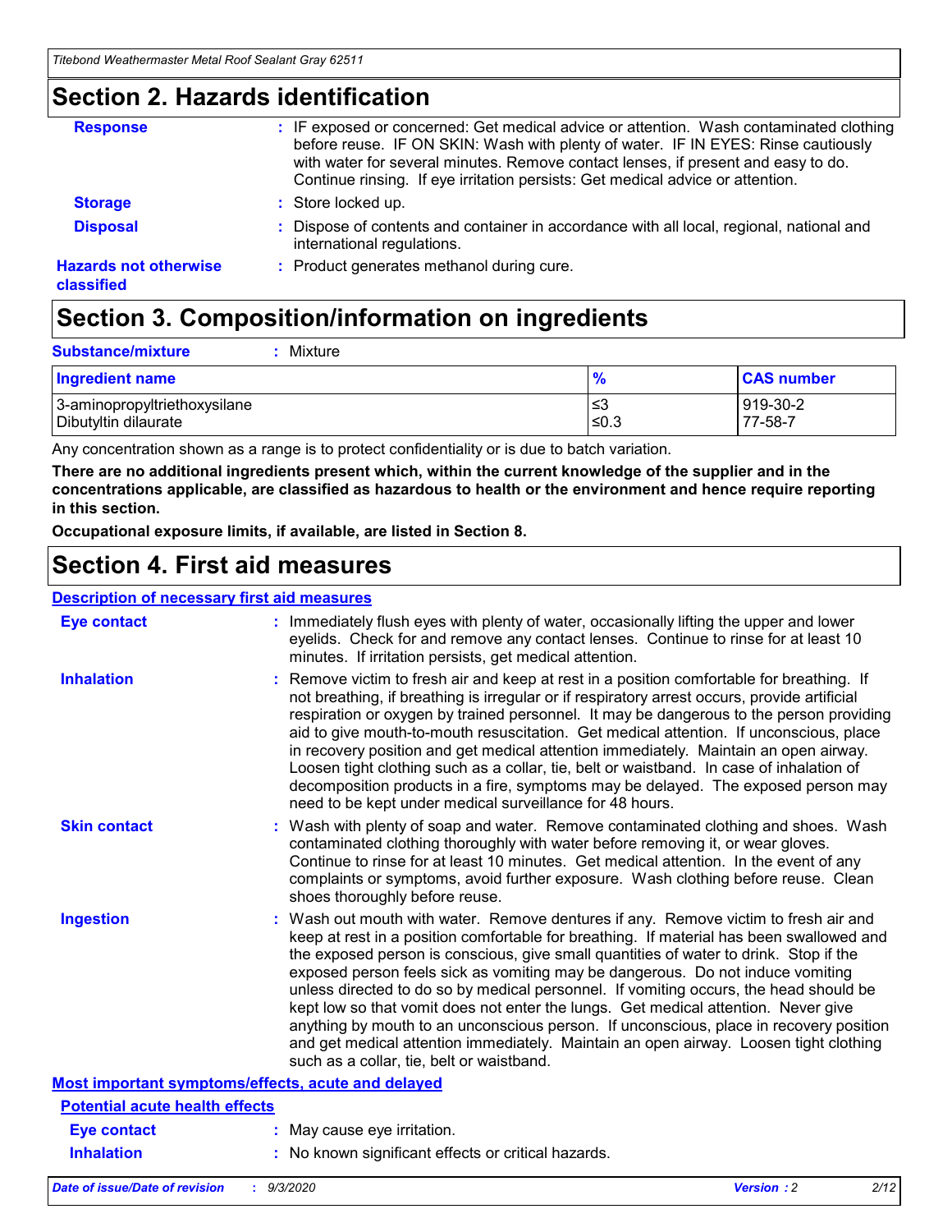## Section 2. Hazards identification

**Response** : IF exposed or concerned: Get medical advice or attention. Wash contaminated clothing before reuse. IF ON SKIN: Wash with plenty of water. IF IN EYES: Rinse cautiously with water for several minutes. Remove contact lenses, if present and easy to do. Continue rinsing. If eye irritation persists: Get medical advice or attention.

**Storage** : Store locked up.

**Disposal** : Dispose of contents and container in accordance with all local, regional, national and international regulations.

**Hazards not otherwise classified** : Product generates methanol during cure.

## Section 3. Composition/information on ingredients

**Substance/mixture** : Mixture

| Ingredient name | % | CAS number |
|---|---|---|
| 3-aminopropyltriethoxysilane | ≤3 | 919-30-2 |
| Dibutyltin dilaurate | ≤0.3 | 77-58-7 |

Any concentration shown as a range is to protect confidentiality or is due to batch variation.

**There are no additional ingredients present which, within the current knowledge of the supplier and in the concentrations applicable, are classified as hazardous to health or the environment and hence require reporting in this section.**

**Occupational exposure limits, if available, are listed in Section 8.**

## Section 4. First aid measures

### Description of necessary first aid measures

**Eye contact** : Immediately flush eyes with plenty of water, occasionally lifting the upper and lower eyelids. Check for and remove any contact lenses. Continue to rinse for at least 10 minutes. If irritation persists, get medical attention.

**Inhalation** : Remove victim to fresh air and keep at rest in a position comfortable for breathing. If not breathing, if breathing is irregular or if respiratory arrest occurs, provide artificial respiration or oxygen by trained personnel. It may be dangerous to the person providing aid to give mouth-to-mouth resuscitation. Get medical attention. If unconscious, place in recovery position and get medical attention immediately. Maintain an open airway. Loosen tight clothing such as a collar, tie, belt or waistband. In case of inhalation of decomposition products in a fire, symptoms may be delayed. The exposed person may need to be kept under medical surveillance for 48 hours.

**Skin contact** : Wash with plenty of soap and water. Remove contaminated clothing and shoes. Wash contaminated clothing thoroughly with water before removing it, or wear gloves. Continue to rinse for at least 10 minutes. Get medical attention. In the event of any complaints or symptoms, avoid further exposure. Wash clothing before reuse. Clean shoes thoroughly before reuse.

**Ingestion** : Wash out mouth with water. Remove dentures if any. Remove victim to fresh air and keep at rest in a position comfortable for breathing. If material has been swallowed and the exposed person is conscious, give small quantities of water to drink. Stop if the exposed person feels sick as vomiting may be dangerous. Do not induce vomiting unless directed to do so by medical personnel. If vomiting occurs, the head should be kept low so that vomit does not enter the lungs. Get medical attention. Never give anything by mouth to an unconscious person. If unconscious, place in recovery position and get medical attention immediately. Maintain an open airway. Loosen tight clothing such as a collar, tie, belt or waistband.

### Most important symptoms/effects, acute and delayed

#### Potential acute health effects

**Eye contact** : May cause eye irritation.

**Inhalation** : No known significant effects or critical hazards.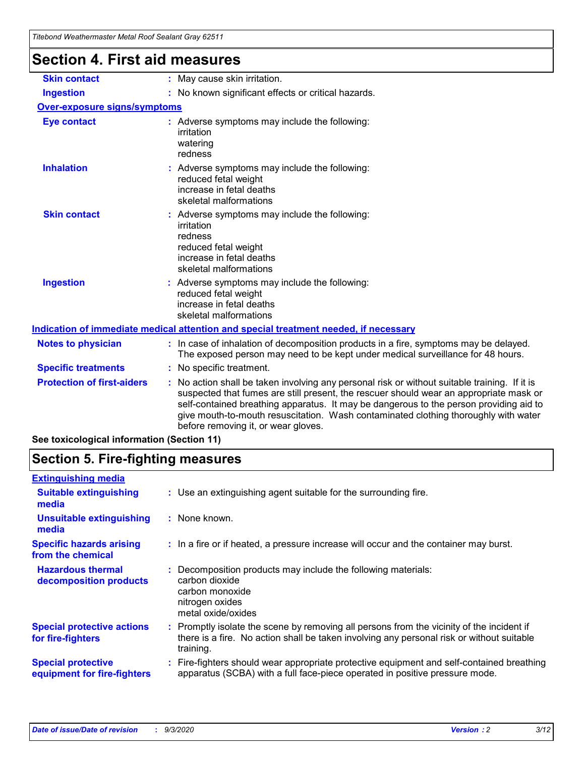# Section 4. First aid measures

| | |
|---|---|
| **Skin contact** | : May cause skin irritation. |
| **Ingestion** | : No known significant effects or critical hazards. |

**Over-exposure signs/symptoms**

| | |
|---|---|
| **Eye contact** | : Adverse symptoms may include the following:<br>irritation<br>watering<br>redness |
| **Inhalation** | : Adverse symptoms may include the following:<br>reduced fetal weight<br>increase in fetal deaths<br>skeletal malformations |
| **Skin contact** | : Adverse symptoms may include the following:<br>irritation<br>redness<br>reduced fetal weight<br>increase in fetal deaths<br>skeletal malformations |
| **Ingestion** | : Adverse symptoms may include the following:<br>reduced fetal weight<br>increase in fetal deaths<br>skeletal malformations |

**Indication of immediate medical attention and special treatment needed, if necessary**

| | |
|---|---|
| **Notes to physician** | : In case of inhalation of decomposition products in a fire, symptoms may be delayed. The exposed person may need to be kept under medical surveillance for 48 hours. |
| **Specific treatments** | : No specific treatment. |
| **Protection of first-aiders** | : No action shall be taken involving any personal risk or without suitable training. If it is suspected that fumes are still present, the rescuer should wear an appropriate mask or self-contained breathing apparatus. It may be dangerous to the person providing aid to give mouth-to-mouth resuscitation. Wash contaminated clothing thoroughly with water before removing it, or wear gloves. |

**See toxicological information (Section 11)**

# Section 5. Fire-fighting measures

**Extinguishing media**

| | |
|---|---|
| **Suitable extinguishing media** | : Use an extinguishing agent suitable for the surrounding fire. |
| **Unsuitable extinguishing media** | : None known. |
| **Specific hazards arising from the chemical** | : In a fire or if heated, a pressure increase will occur and the container may burst. |
| **Hazardous thermal decomposition products** | : Decomposition products may include the following materials:<br>carbon dioxide<br>carbon monoxide<br>nitrogen oxides<br>metal oxide/oxides |
| **Special protective actions for fire-fighters** | : Promptly isolate the scene by removing all persons from the vicinity of the incident if there is a fire. No action shall be taken involving any personal risk or without suitable training. |
| **Special protective equipment for fire-fighters** | : Fire-fighters should wear appropriate protective equipment and self-contained breathing apparatus (SCBA) with a full face-piece operated in positive pressure mode. |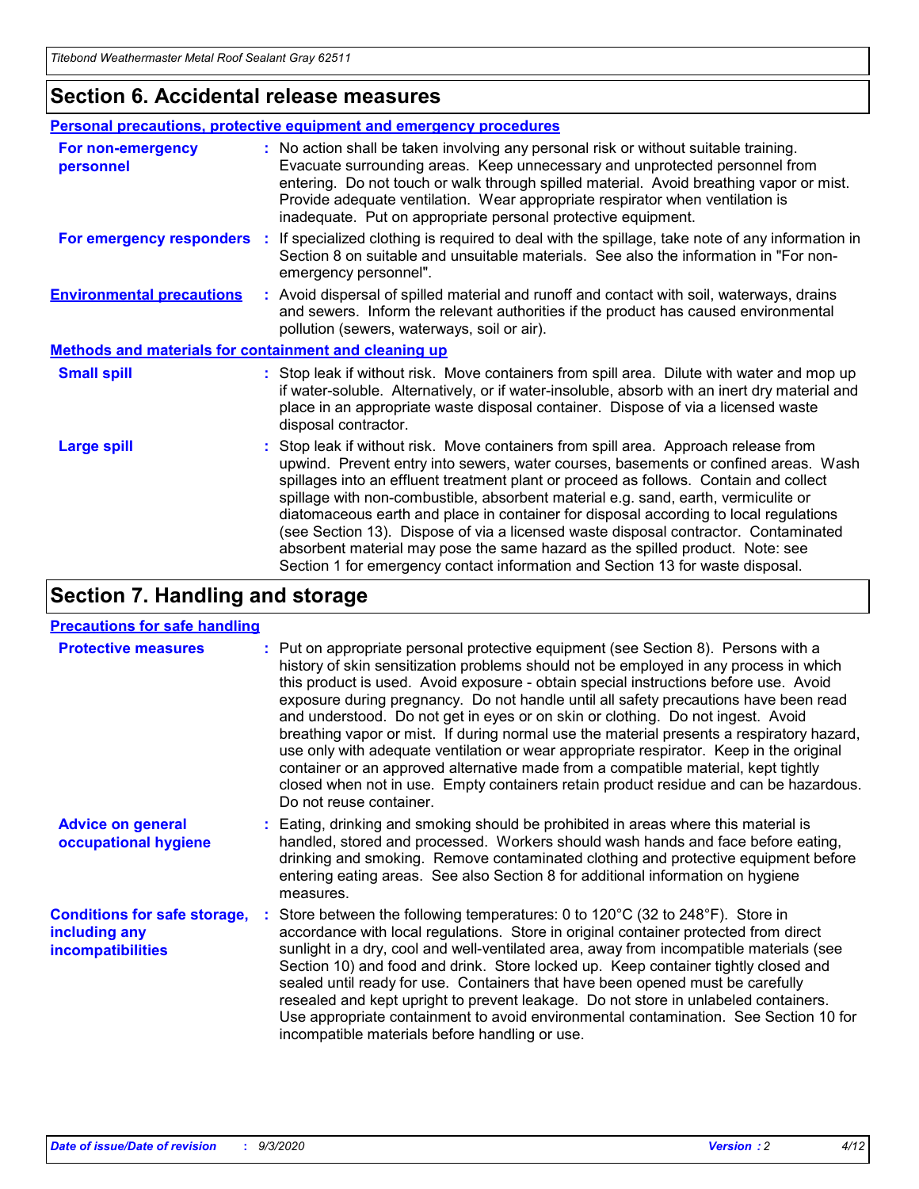## Section 6. Accidental release measures

### Personal precautions, protective equipment and emergency procedures

**For non-emergency personnel** : No action shall be taken involving any personal risk or without suitable training. Evacuate surrounding areas. Keep unnecessary and unprotected personnel from entering. Do not touch or walk through spilled material. Avoid breathing vapor or mist. Provide adequate ventilation. Wear appropriate respirator when ventilation is inadequate. Put on appropriate personal protective equipment.

**For emergency responders** : If specialized clothing is required to deal with the spillage, take note of any information in Section 8 on suitable and unsuitable materials. See also the information in "For non-emergency personnel".

**Environmental precautions** : Avoid dispersal of spilled material and runoff and contact with soil, waterways, drains and sewers. Inform the relevant authorities if the product has caused environmental pollution (sewers, waterways, soil or air).

### Methods and materials for containment and cleaning up

**Small spill** : Stop leak if without risk. Move containers from spill area. Dilute with water and mop up if water-soluble. Alternatively, or if water-insoluble, absorb with an inert dry material and place in an appropriate waste disposal container. Dispose of via a licensed waste disposal contractor.

**Large spill** : Stop leak if without risk. Move containers from spill area. Approach release from upwind. Prevent entry into sewers, water courses, basements or confined areas. Wash spillages into an effluent treatment plant or proceed as follows. Contain and collect spillage with non-combustible, absorbent material e.g. sand, earth, vermiculite or diatomaceous earth and place in container for disposal according to local regulations (see Section 13). Dispose of via a licensed waste disposal contractor. Contaminated absorbent material may pose the same hazard as the spilled product. Note: see Section 1 for emergency contact information and Section 13 for waste disposal.

## Section 7. Handling and storage

### Precautions for safe handling

**Protective measures** : Put on appropriate personal protective equipment (see Section 8). Persons with a history of skin sensitization problems should not be employed in any process in which this product is used. Avoid exposure - obtain special instructions before use. Avoid exposure during pregnancy. Do not handle until all safety precautions have been read and understood. Do not get in eyes or on skin or clothing. Do not ingest. Avoid breathing vapor or mist. If during normal use the material presents a respiratory hazard, use only with adequate ventilation or wear appropriate respirator. Keep in the original container or an approved alternative made from a compatible material, kept tightly closed when not in use. Empty containers retain product residue and can be hazardous. Do not reuse container.

**Advice on general occupational hygiene** : Eating, drinking and smoking should be prohibited in areas where this material is handled, stored and processed. Workers should wash hands and face before eating, drinking and smoking. Remove contaminated clothing and protective equipment before entering eating areas. See also Section 8 for additional information on hygiene measures.

**Conditions for safe storage, including any incompatibilities** : Store between the following temperatures: 0 to 120°C (32 to 248°F). Store in accordance with local regulations. Store in original container protected from direct sunlight in a dry, cool and well-ventilated area, away from incompatible materials (see Section 10) and food and drink. Store locked up. Keep container tightly closed and sealed until ready for use. Containers that have been opened must be carefully resealed and kept upright to prevent leakage. Do not store in unlabeled containers. Use appropriate containment to avoid environmental contamination. See Section 10 for incompatible materials before handling or use.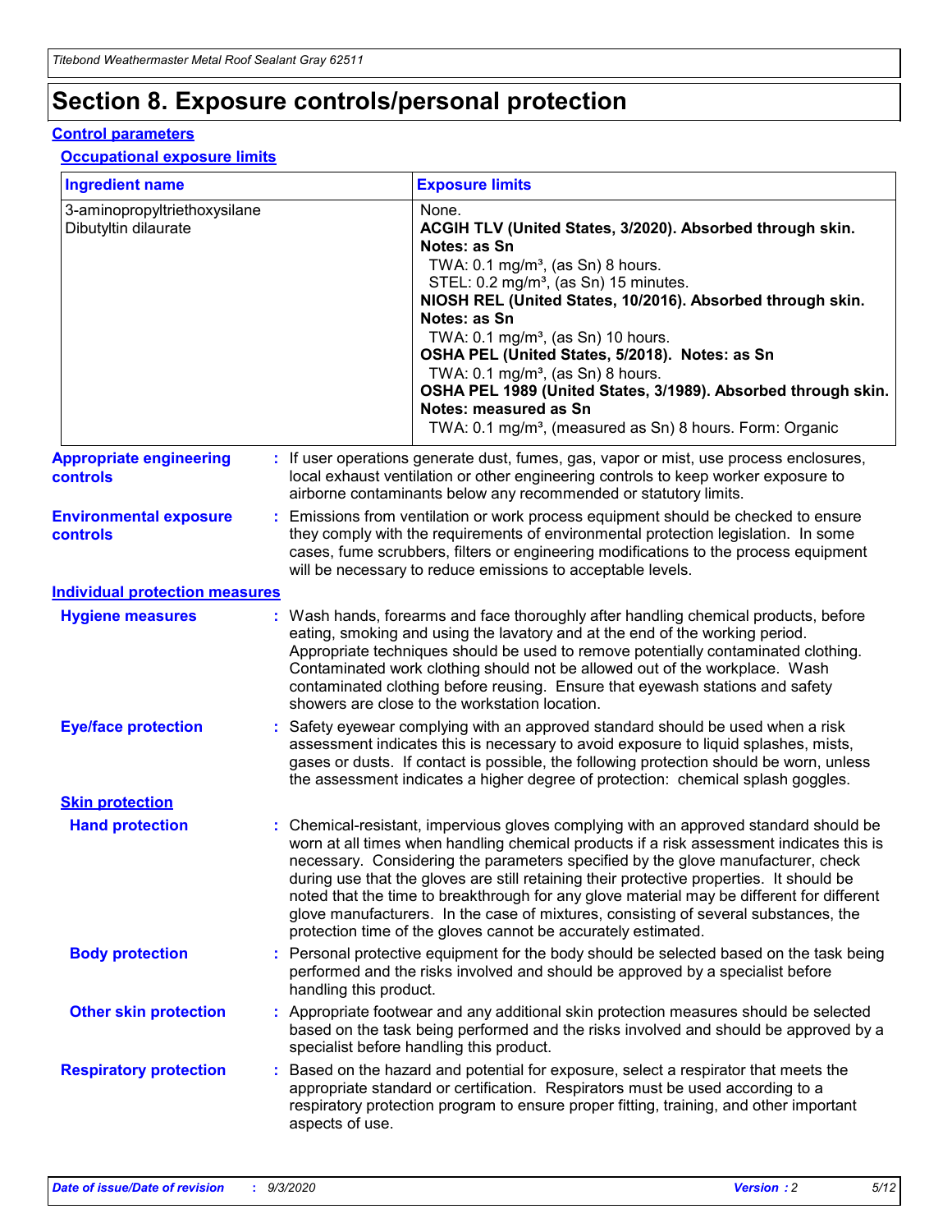# Section 8. Exposure controls/personal protection

## Control parameters

### Occupational exposure limits

| Ingredient name | Exposure limits |
| --- | --- |
| 3-aminopropyltriethoxysilane<br>Dibutyltin dilaurate | None.<br>**ACGIH TLV (United States, 3/2020). Absorbed through skin. Notes: as Sn**<br>TWA: 0.1 mg/m³, (as Sn) 8 hours.<br>STEL: 0.2 mg/m³, (as Sn) 15 minutes.<br>**NIOSH REL (United States, 10/2016). Absorbed through skin. Notes: as Sn**<br>TWA: 0.1 mg/m³, (as Sn) 10 hours.<br>**OSHA PEL (United States, 5/2018). Notes: as Sn**<br>TWA: 0.1 mg/m³, (as Sn) 8 hours.<br>**OSHA PEL 1989 (United States, 3/1989). Absorbed through skin. Notes: measured as Sn**<br>TWA: 0.1 mg/m³, (measured as Sn) 8 hours. Form: Organic |

**Appropriate engineering controls** : If user operations generate dust, fumes, gas, vapor or mist, use process enclosures, local exhaust ventilation or other engineering controls to keep worker exposure to airborne contaminants below any recommended or statutory limits.

**Environmental exposure controls** : Emissions from ventilation or work process equipment should be checked to ensure they comply with the requirements of environmental protection legislation. In some cases, fume scrubbers, filters or engineering modifications to the process equipment will be necessary to reduce emissions to acceptable levels.

## Individual protection measures

**Hygiene measures** : Wash hands, forearms and face thoroughly after handling chemical products, before eating, smoking and using the lavatory and at the end of the working period. Appropriate techniques should be used to remove potentially contaminated clothing. Contaminated work clothing should not be allowed out of the workplace. Wash contaminated clothing before reusing. Ensure that eyewash stations and safety showers are close to the workstation location.

**Eye/face protection** : Safety eyewear complying with an approved standard should be used when a risk assessment indicates this is necessary to avoid exposure to liquid splashes, mists, gases or dusts. If contact is possible, the following protection should be worn, unless the assessment indicates a higher degree of protection: chemical splash goggles.

### Skin protection

**Hand protection** : Chemical-resistant, impervious gloves complying with an approved standard should be worn at all times when handling chemical products if a risk assessment indicates this is necessary. Considering the parameters specified by the glove manufacturer, check during use that the gloves are still retaining their protective properties. It should be noted that the time to breakthrough for any glove material may be different for different glove manufacturers. In the case of mixtures, consisting of several substances, the protection time of the gloves cannot be accurately estimated.

**Body protection** : Personal protective equipment for the body should be selected based on the task being performed and the risks involved and should be approved by a specialist before handling this product.

**Other skin protection** : Appropriate footwear and any additional skin protection measures should be selected based on the task being performed and the risks involved and should be approved by a specialist before handling this product.

**Respiratory protection** : Based on the hazard and potential for exposure, select a respirator that meets the appropriate standard or certification. Respirators must be used according to a respiratory protection program to ensure proper fitting, training, and other important aspects of use.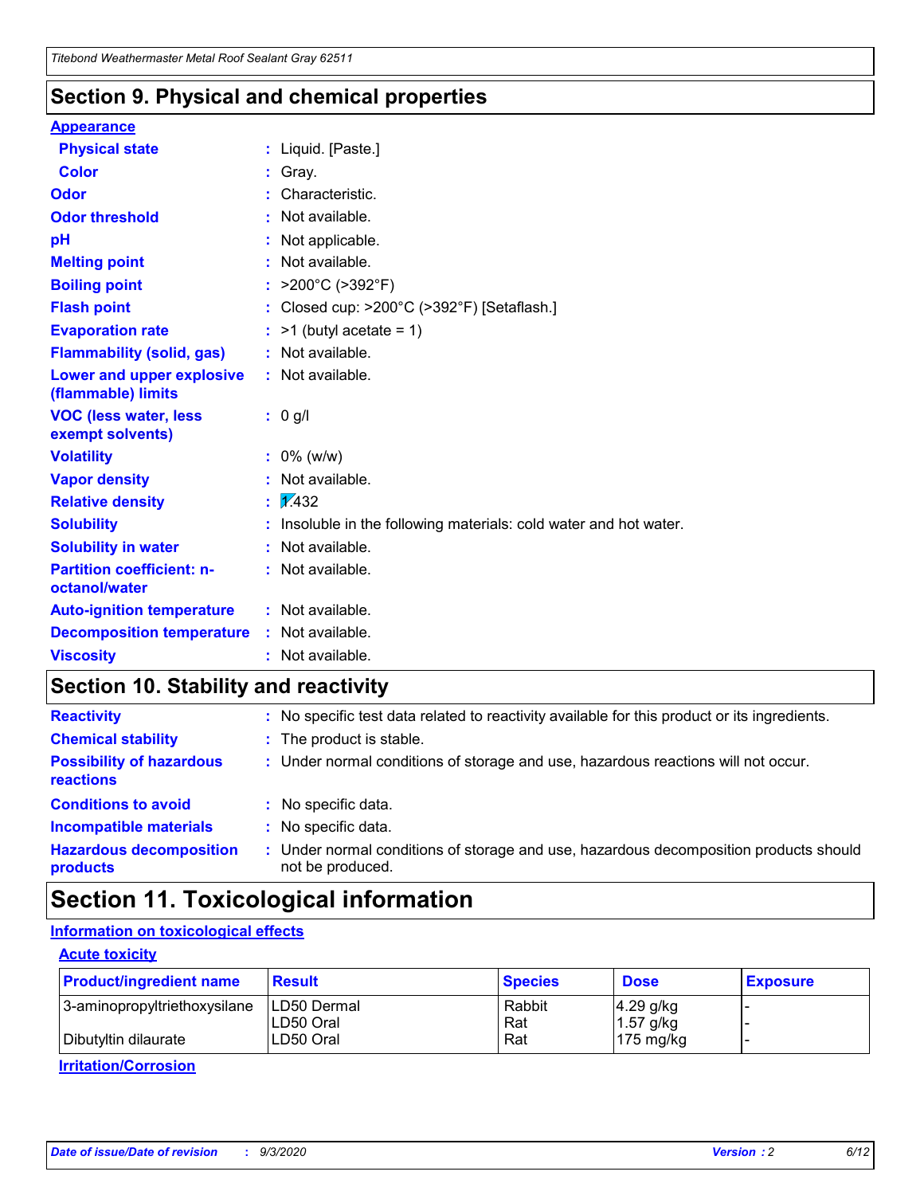## Section 9. Physical and chemical properties

**Appearance**

| | |
|---|---|
| **Physical state** | : Liquid. [Paste.] |
| **Color** | : Gray. |
| **Odor** | : Characteristic. |
| **Odor threshold** | : Not available. |
| **pH** | : Not applicable. |
| **Melting point** | : Not available. |
| **Boiling point** | : >200°C (>392°F) |
| **Flash point** | : Closed cup: >200°C (>392°F) [Setaflash.] |
| **Evaporation rate** | : >1 (butyl acetate = 1) |
| **Flammability (solid, gas)** | : Not available. |
| **Lower and upper explosive (flammable) limits** | : Not available. |
| **VOC (less water, less exempt solvents)** | : 0 g/l |
| **Volatility** | : 0% (w/w) |
| **Vapor density** | : Not available. |
| **Relative density** | : 1.432 |
| **Solubility** | : Insoluble in the following materials: cold water and hot water. |
| **Solubility in water** | : Not available. |
| **Partition coefficient: n-octanol/water** | : Not available. |
| **Auto-ignition temperature** | : Not available. |
| **Decomposition temperature** | : Not available. |
| **Viscosity** | : Not available. |

## Section 10. Stability and reactivity

| | |
|---|---|
| **Reactivity** | : No specific test data related to reactivity available for this product or its ingredients. |
| **Chemical stability** | : The product is stable. |
| **Possibility of hazardous reactions** | : Under normal conditions of storage and use, hazardous reactions will not occur. |
| **Conditions to avoid** | : No specific data. |
| **Incompatible materials** | : No specific data. |
| **Hazardous decomposition products** | : Under normal conditions of storage and use, hazardous decomposition products should not be produced. |

## Section 11. Toxicological information

**Information on toxicological effects**

**Acute toxicity**

| Product/ingredient name | Result | Species | Dose | Exposure |
|---|---|---|---|---|
| 3-aminopropyltriethoxysilane | LD50 Dermal | Rabbit | 4.29 g/kg | - |
| | LD50 Oral | Rat | 1.57 g/kg | - |
| Dibutyltin dilaurate | LD50 Oral | Rat | 175 mg/kg | - |

**Irritation/Corrosion**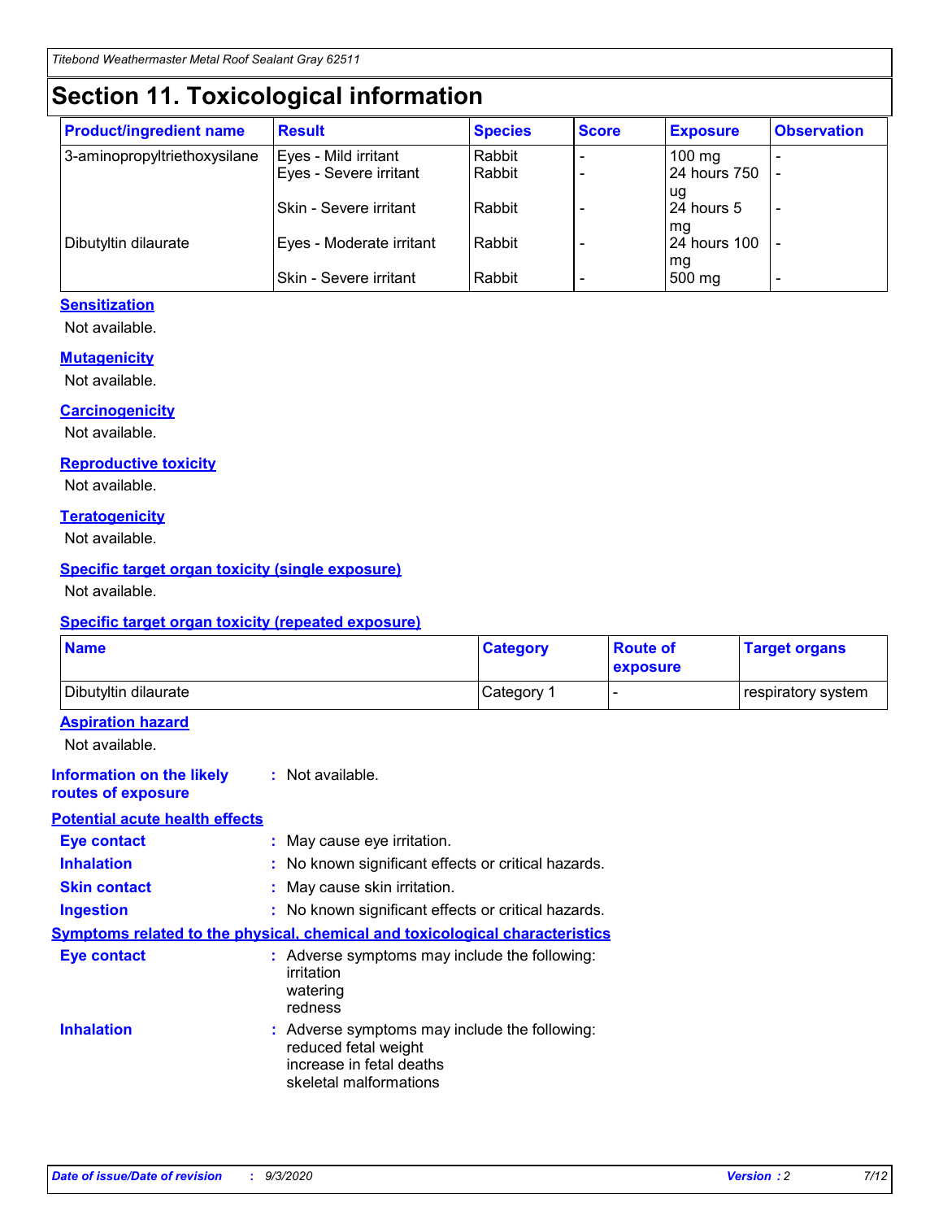# Section 11. Toxicological information

| Product/ingredient name | Result | Species | Score | Exposure | Observation |
|---|---|---|---|---|---|
| 3-aminopropyltriethoxysilane | Eyes - Mild irritant | Rabbit | - | 100 mg | - |
| | Eyes - Severe irritant | Rabbit | - | 24 hours 750 ug | - |
| | Skin - Severe irritant | Rabbit | - | 24 hours 5 mg | - |
| Dibutyltin dilaurate | Eyes - Moderate irritant | Rabbit | - | 24 hours 100 mg | - |
| | Skin - Severe irritant | Rabbit | - | 500 mg | - |

### Sensitization

Not available.

### Mutagenicity

Not available.

### Carcinogenicity

Not available.

### Reproductive toxicity

Not available.

### Teratogenicity

Not available.

### Specific target organ toxicity (single exposure)

Not available.

### Specific target organ toxicity (repeated exposure)

| Name | Category | Route of exposure | Target organs |
|---|---|---|---|
| Dibutyltin dilaurate | Category 1 | - | respiratory system |

### Aspiration hazard

Not available.

**Information on the likely routes of exposure** : Not available.

### Potential acute health effects

**Eye contact** : May cause eye irritation.

**Inhalation** : No known significant effects or critical hazards.

**Skin contact** : May cause skin irritation.

**Ingestion** : No known significant effects or critical hazards.

### Symptoms related to the physical, chemical and toxicological characteristics

**Eye contact** : Adverse symptoms may include the following:
irritation
watering
redness

**Inhalation** : Adverse symptoms may include the following:
reduced fetal weight
increase in fetal deaths
skeletal malformations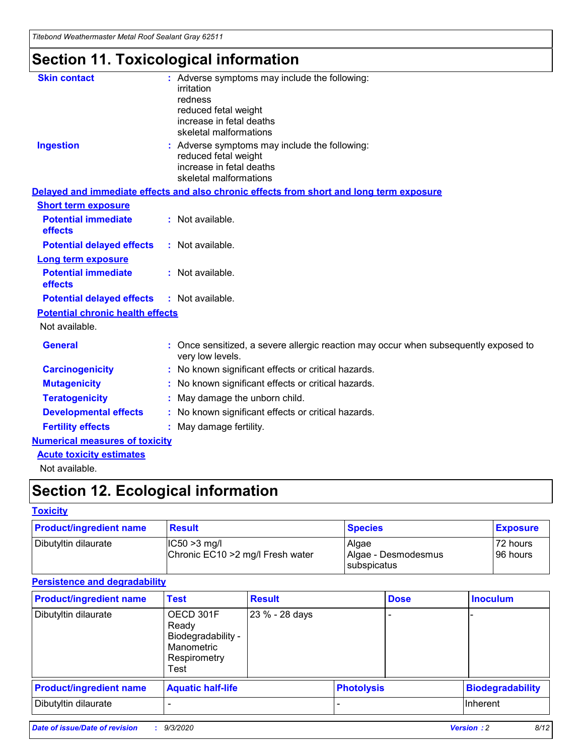# Section 11. Toxicological information

**Skin contact** : Adverse symptoms may include the following:
irritation
redness
reduced fetal weight
increase in fetal deaths
skeletal malformations

**Ingestion** : Adverse symptoms may include the following:
reduced fetal weight
increase in fetal deaths
skeletal malformations

**Delayed and immediate effects and also chronic effects from short and long term exposure**

**Short term exposure**

**Potential immediate effects** : Not available.

**Potential delayed effects** : Not available.

**Long term exposure**

**Potential immediate effects** : Not available.

**Potential delayed effects** : Not available.

**Potential chronic health effects**

Not available.

**General** : Once sensitized, a severe allergic reaction may occur when subsequently exposed to very low levels.

**Carcinogenicity** : No known significant effects or critical hazards.

**Mutagenicity** : No known significant effects or critical hazards.

**Teratogenicity** : May damage the unborn child.

**Developmental effects** : No known significant effects or critical hazards.

**Fertility effects** : May damage fertility.

**Numerical measures of toxicity**

**Acute toxicity estimates**

Not available.

# Section 12. Ecological information

**Toxicity**

| Product/ingredient name | Result | Species | Exposure |
|---|---|---|---|
| Dibutyltin dilaurate | IC50 >3 mg/l<br>Chronic EC10 >2 mg/l Fresh water | Algae<br>Algae - Desmodesmus subspicatus | 72 hours<br>96 hours |

**Persistence and degradability**

| Product/ingredient name | Test | Result | Dose | Inoculum |
|---|---|---|---|---|
| Dibutyltin dilaurate | OECD 301F Ready Biodegradability - Manometric Respirometry Test | 23 % - 28 days | - | - |

| Product/ingredient name | Aquatic half-life | Photolysis | Biodegradability |
|---|---|---|---|
| Dibutyltin dilaurate | - | - | Inherent |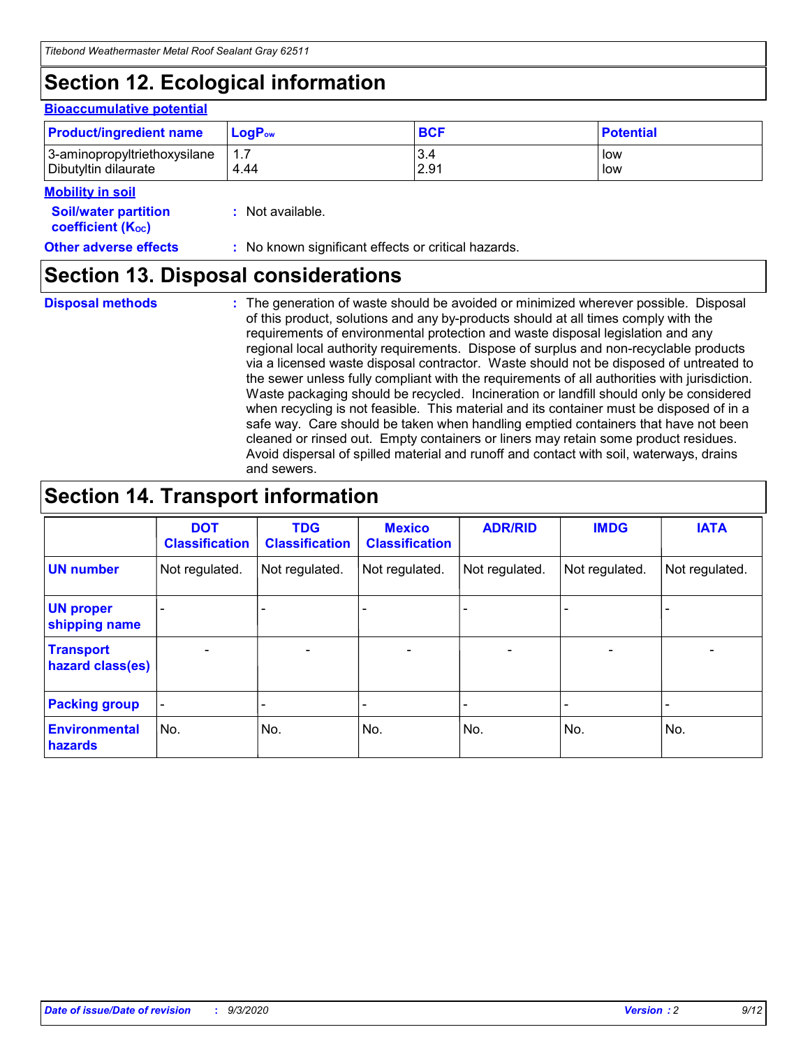# Section 12. Ecological information

### Bioaccumulative potential

| Product/ingredient name | $LogP_{ow}$ | BCF | Potential |
|---|---|---|---|
| 3-aminopropyltriethoxysilane | 1.7 | 3.4 | low |
| Dibutyltin dilaurate | 4.44 | 2.91 | low |

### Mobility in soil

**Soil/water partition coefficient ($K_{OC}$)** : Not available.

**Other adverse effects** : No known significant effects or critical hazards.

# Section 13. Disposal considerations

**Disposal methods** : The generation of waste should be avoided or minimized wherever possible. Disposal of this product, solutions and any by-products should at all times comply with the requirements of environmental protection and waste disposal legislation and any regional local authority requirements. Dispose of surplus and non-recyclable products via a licensed waste disposal contractor. Waste should not be disposed of untreated to the sewer unless fully compliant with the requirements of all authorities with jurisdiction. Waste packaging should be recycled. Incineration or landfill should only be considered when recycling is not feasible. This material and its container must be disposed of in a safe way. Care should be taken when handling emptied containers that have not been cleaned or rinsed out. Empty containers or liners may retain some product residues. Avoid dispersal of spilled material and runoff and contact with soil, waterways, drains and sewers.

# Section 14. Transport information

| | DOT Classification | TDG Classification | Mexico Classification | ADR/RID | IMDG | IATA |
|---|---|---|---|---|---|---|
| **UN number** | Not regulated. | Not regulated. | Not regulated. | Not regulated. | Not regulated. | Not regulated. |
| **UN proper shipping name** | - | - | - | - | - | - |
| **Transport hazard class(es)** | - | - | - | - | - | - |
| **Packing group** | - | - | - | - | - | - |
| **Environmental hazards** | No. | No. | No. | No. | No. | No. |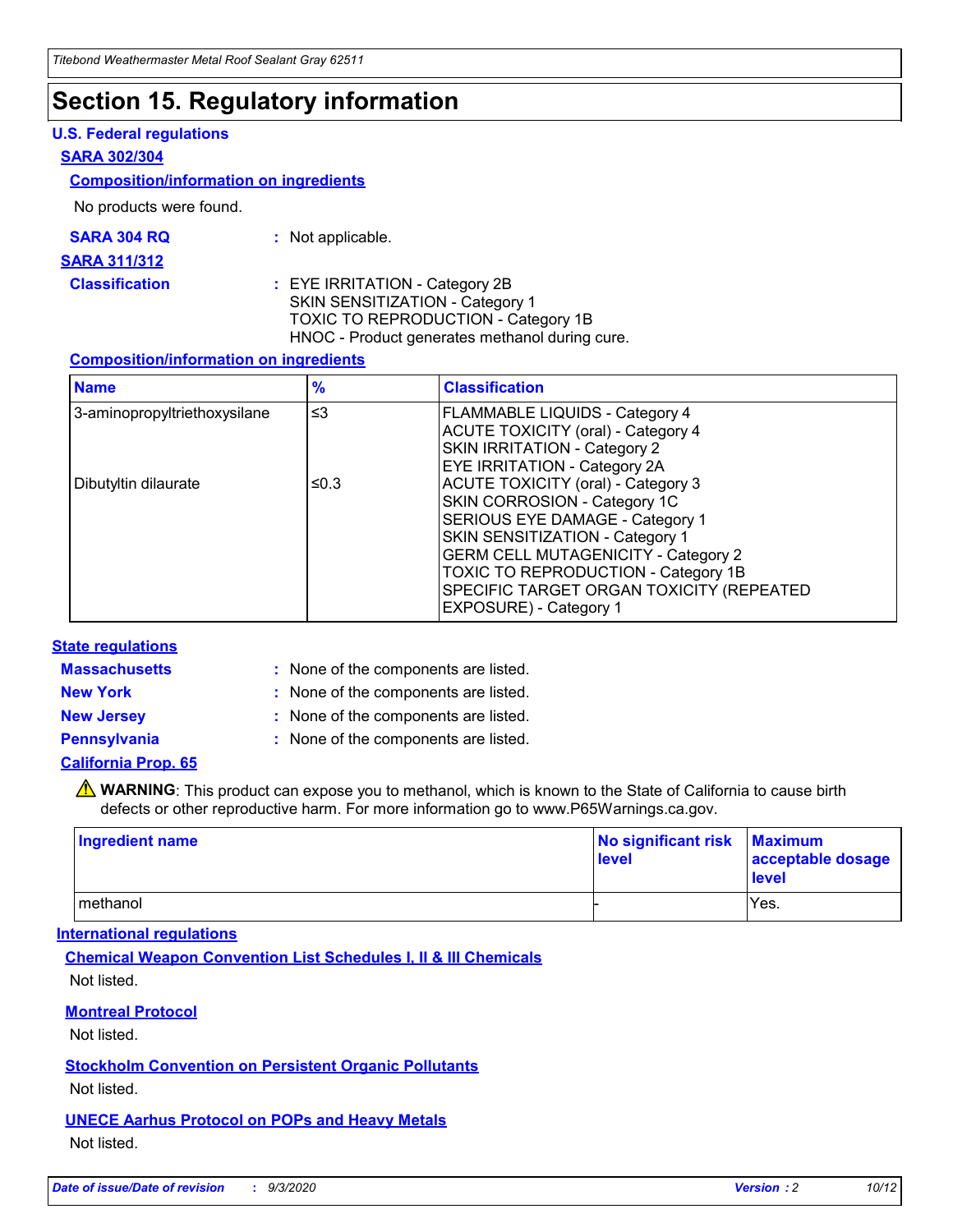# Section 15. Regulatory information

## U.S. Federal regulations

### SARA 302/304

#### Composition/information on ingredients

No products were found.

**SARA 304 RQ** : Not applicable.

### SARA 311/312

**Classification** : EYE IRRITATION - Category 2B
SKIN SENSITIZATION - Category 1
TOXIC TO REPRODUCTION - Category 1B
HNOC - Product generates methanol during cure.

#### Composition/information on ingredients

| Name | % | Classification |
| --- | --- | --- |
| 3-aminopropyltriethoxysilane | ≤3 | FLAMMABLE LIQUIDS - Category 4<br>ACUTE TOXICITY (oral) - Category 4<br>SKIN IRRITATION - Category 2<br>EYE IRRITATION - Category 2A |
| Dibutyltin dilaurate | ≤0.3 | ACUTE TOXICITY (oral) - Category 3<br>SKIN CORROSION - Category 1C<br>SERIOUS EYE DAMAGE - Category 1<br>SKIN SENSITIZATION - Category 1<br>GERM CELL MUTAGENICITY - Category 2<br>TOXIC TO REPRODUCTION - Category 1B<br>SPECIFIC TARGET ORGAN TOXICITY (REPEATED EXPOSURE) - Category 1 |

## State regulations

**Massachusetts** : None of the components are listed.

**New York** : None of the components are listed.

**New Jersey** : None of the components are listed.

**Pennsylvania** : None of the components are listed.

### California Prop. 65

⚠ **WARNING**: This product can expose you to methanol, which is known to the State of California to cause birth defects or other reproductive harm. For more information go to www.P65Warnings.ca.gov.

| Ingredient name | No significant risk level | Maximum acceptable dosage level |
| --- | --- | --- |
| methanol | - | Yes. |

## International regulations

### Chemical Weapon Convention List Schedules I, II & III Chemicals

Not listed.

### Montreal Protocol

Not listed.

### Stockholm Convention on Persistent Organic Pollutants

Not listed.

### UNECE Aarhus Protocol on POPs and Heavy Metals

Not listed.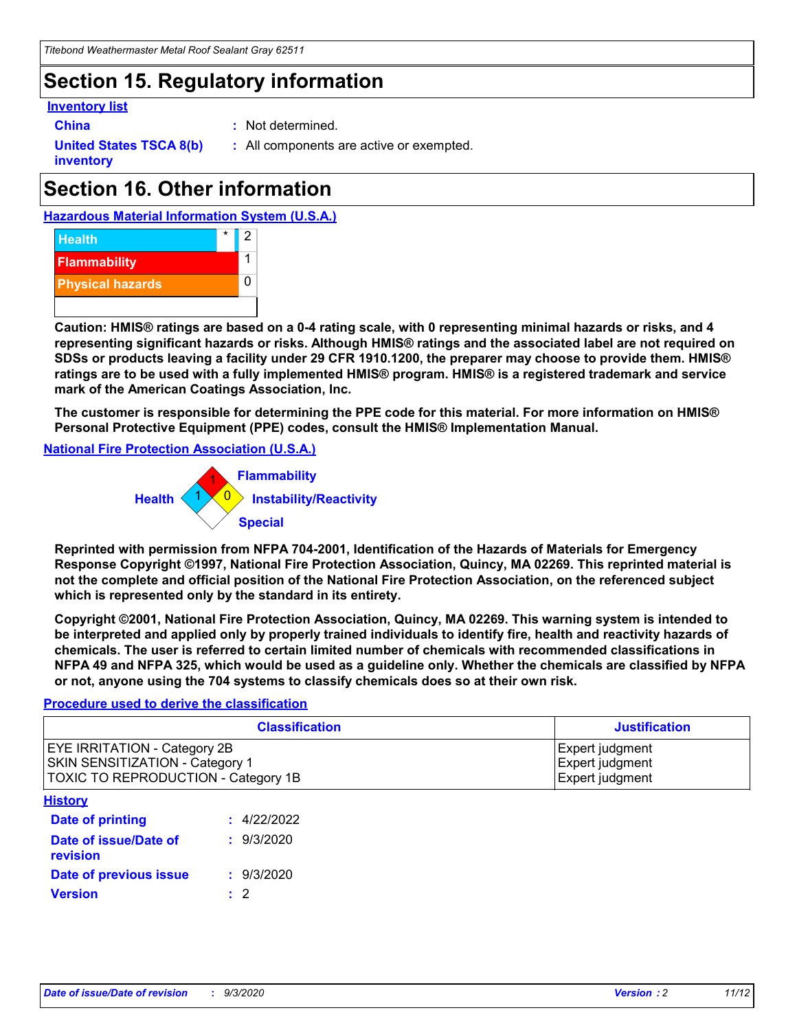# Section 15. Regulatory information

**Inventory list**

**China** : Not determined.

**United States TSCA 8(b) inventory** : All components are active or exempted.

# Section 16. Other information

**Hazardous Material Information System (U.S.A.)**

| | | |
|---|---|---|
| Health | * | 2 |
| Flammability | | 1 |
| Physical hazards | | 0 |

**Caution: HMIS® ratings are based on a 0-4 rating scale, with 0 representing minimal hazards or risks, and 4 representing significant hazards or risks. Although HMIS® ratings and the associated label are not required on SDSs or products leaving a facility under 29 CFR 1910.1200, the preparer may choose to provide them. HMIS® ratings are to be used with a fully implemented HMIS® program. HMIS® is a registered trademark and service mark of the American Coatings Association, Inc.**

**The customer is responsible for determining the PPE code for this material. For more information on HMIS® Personal Protective Equipment (PPE) codes, consult the HMIS® Implementation Manual.**

**National Fire Protection Association (U.S.A.)**

Flammability: 1
Health: 1
Instability/Reactivity: 0
Special:

**Reprinted with permission from NFPA 704-2001, Identification of the Hazards of Materials for Emergency Response Copyright ©1997, National Fire Protection Association, Quincy, MA 02269. This reprinted material is not the complete and official position of the National Fire Protection Association, on the referenced subject which is represented only by the standard in its entirety.**

**Copyright ©2001, National Fire Protection Association, Quincy, MA 02269. This warning system is intended to be interpreted and applied only by properly trained individuals to identify fire, health and reactivity hazards of chemicals. The user is referred to certain limited number of chemicals with recommended classifications in NFPA 49 and NFPA 325, which would be used as a guideline only. Whether the chemicals are classified by NFPA or not, anyone using the 704 systems to classify chemicals does so at their own risk.**

**Procedure used to derive the classification**

| Classification | Justification |
|---|---|
| EYE IRRITATION - Category 2B | Expert judgment |
| SKIN SENSITIZATION - Category 1 | Expert judgment |
| TOXIC TO REPRODUCTION - Category 1B | Expert judgment |

**History**

**Date of printing** : 4/22/2022

**Date of issue/Date of revision** : 9/3/2020

**Date of previous issue** : 9/3/2020

**Version** : 2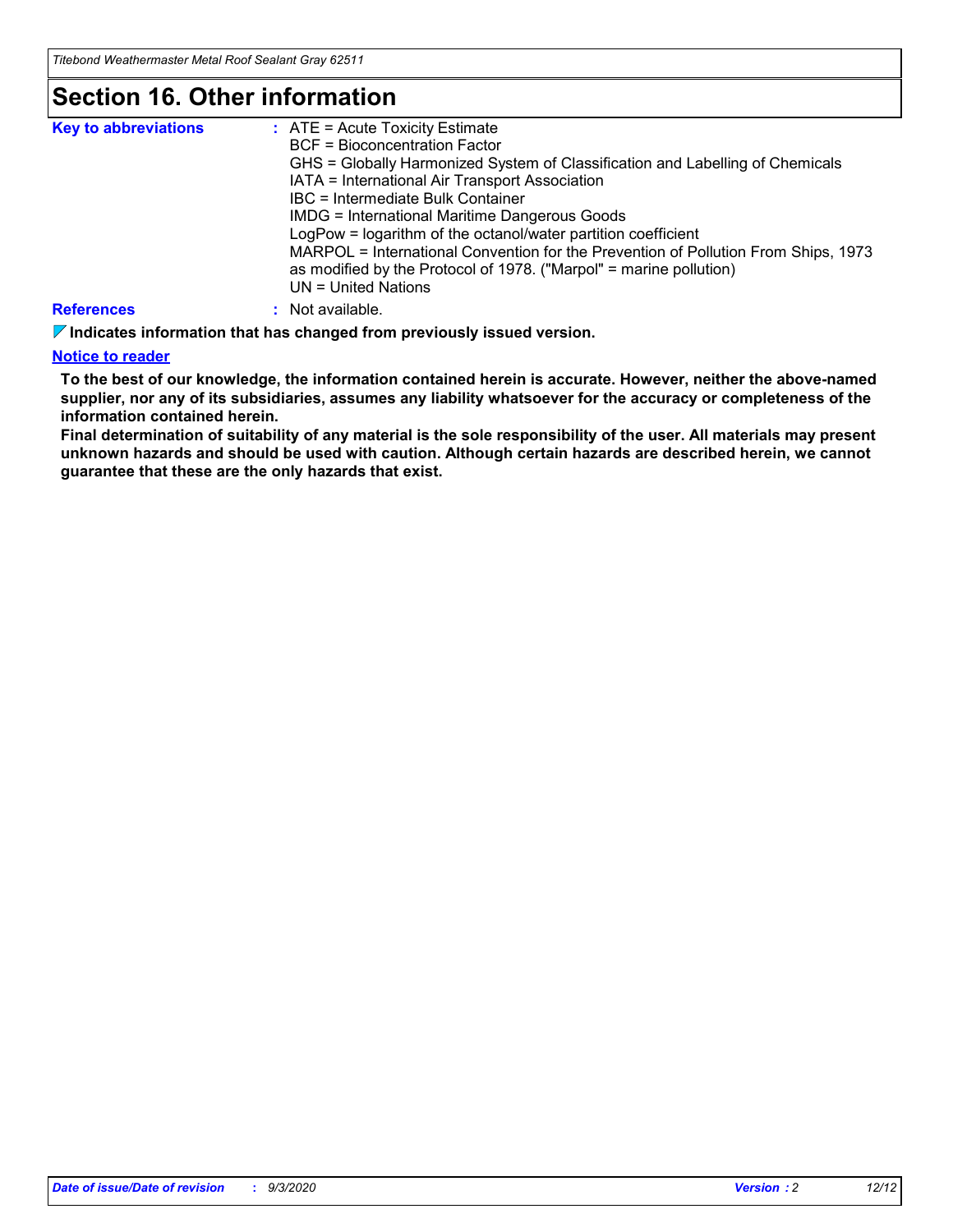# Section 16. Other information

**Key to abbreviations** : ATE = Acute Toxicity Estimate
BCF = Bioconcentration Factor
GHS = Globally Harmonized System of Classification and Labelling of Chemicals
IATA = International Air Transport Association
IBC = Intermediate Bulk Container
IMDG = International Maritime Dangerous Goods
LogPow = logarithm of the octanol/water partition coefficient
MARPOL = International Convention for the Prevention of Pollution From Ships, 1973 as modified by the Protocol of 1978. ("Marpol" = marine pollution)
UN = United Nations

**References** : Not available.

**Indicates information that has changed from previously issued version.**

**Notice to reader**

**To the best of our knowledge, the information contained herein is accurate. However, neither the above-named supplier, nor any of its subsidiaries, assumes any liability whatsoever for the accuracy or completeness of the information contained herein.**

**Final determination of suitability of any material is the sole responsibility of the user. All materials may present unknown hazards and should be used with caution. Although certain hazards are described herein, we cannot guarantee that these are the only hazards that exist.**